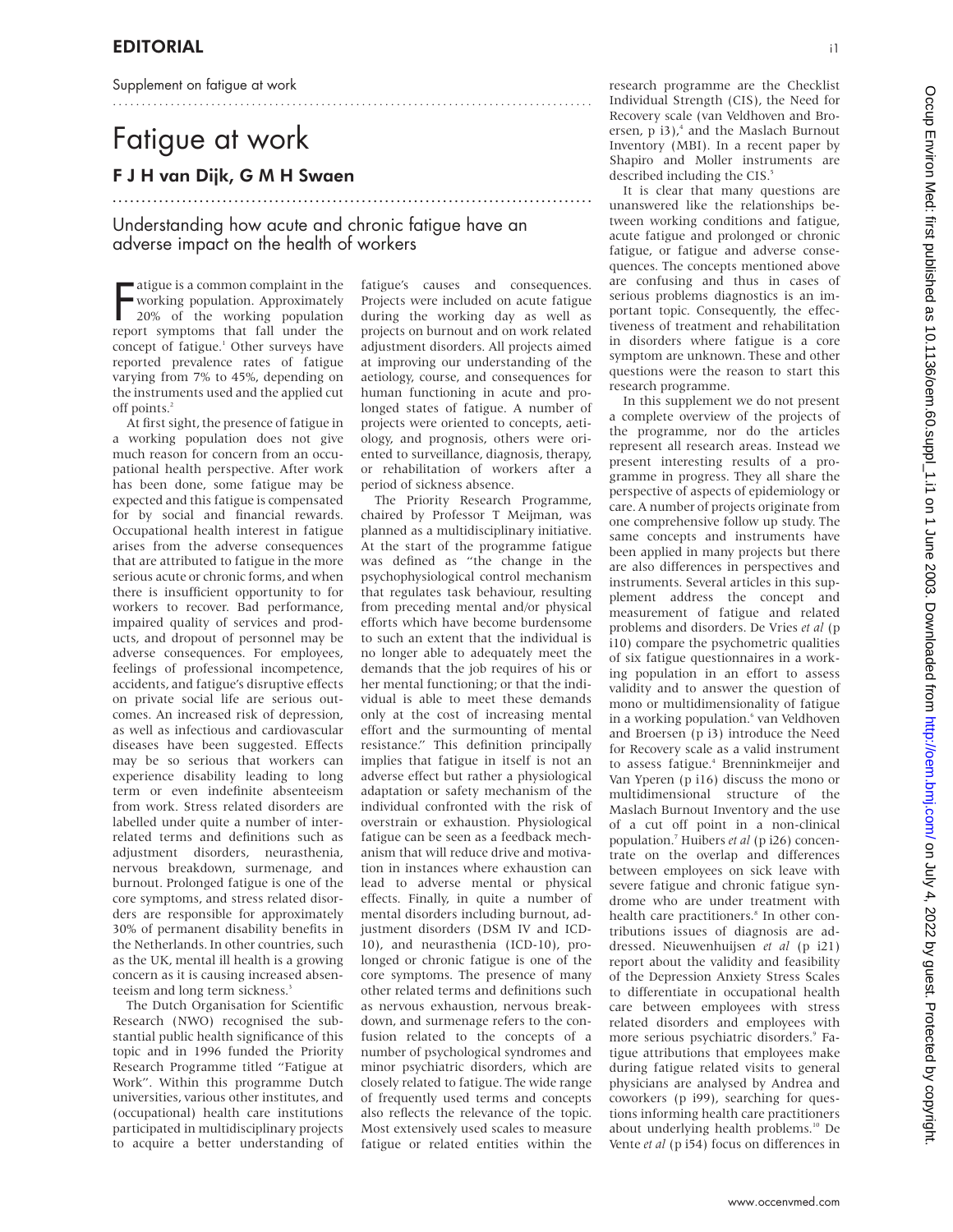Supplement on fatigue at work

# Fatigue at work

### F J H van Dijk, G M H Swaen

## Understanding how acute and chronic fatigue have an adverse impact on the health of workers

Fatigue is a common complaint in the working population. Approximately 20% of the working population report symptoms that fall under the concept of fatigue.[1] Other surveys have reported prevalence rates of fatigue varying from 7% to 45%, depending on the instruments used and the applied cut off points.[2]

At first sight, the presence of fatigue in a working population does not give much reason for concern from an occupational health perspective. After work has been done, some fatigue may be expected and this fatigue is compensated for by social and financial rewards. Occupational health interest in fatigue arises from the adverse consequences that are attributed to fatigue in the more serious acute or chronic forms, and when there is insufficient opportunity to for workers to recover. Bad performance, impaired quality of services and products, and dropout of personnel may be adverse consequences. For employees, feelings of professional incompetence, accidents, and fatigue's disruptive effects on private social life are serious outcomes. An increased risk of depression, as well as infectious and cardiovascular diseases have been suggested. Effects may be so serious that workers can experience disability leading to long term or even indefinite absenteeism from work. Stress related disorders are labelled under quite a number of interrelated terms and definitions such as adjustment disorders, neurasthenia, nervous breakdown, surmenage, and burnout. Prolonged fatigue is one of the core symptoms, and stress related disorders are responsible for approximately 30% of permanent disability benefits in the Netherlands. In other countries, such as the UK, mental ill health is a growing concern as it is causing increased absenteeism and long term sickness.[3]

The Dutch Organisation for Scientific Research (NWO) recognised the substantial public health significance of this topic and in 1996 funded the Priority Research Programme titled "Fatigue at Work". Within this programme Dutch universities, various other institutes, and (occupational) health care institutions participated in multidisciplinary projects to acquire a better understanding of fatigue's causes and consequences. Projects were included on acute fatigue during the working day as well as projects on burnout and on work related adjustment disorders. All projects aimed at improving our understanding of the aetiology, course, and consequences for human functioning in acute and prolonged states of fatigue. A number of projects were oriented to concepts, aetiology, and prognosis, others were oriented to surveillance, diagnosis, therapy, or rehabilitation of workers after a period of sickness absence.

The Priority Research Programme, chaired by Professor T Meijman, was planned as a multidisciplinary initiative. At the start of the programme fatigue was defined as "the change in the psychophysiological control mechanism that regulates task behaviour, resulting from preceding mental and/or physical efforts which have become burdensome to such an extent that the individual is no longer able to adequately meet the demands that the job requires of his or her mental functioning; or that the individual is able to meet these demands only at the cost of increasing mental effort and the surmounting of mental resistance." This definition principally implies that fatigue in itself is not an adverse effect but rather a physiological adaptation or safety mechanism of the individual confronted with the risk of overstrain or exhaustion. Physiological fatigue can be seen as a feedback mechanism that will reduce drive and motivation in instances where exhaustion can lead to adverse mental or physical effects. Finally, in quite a number of mental disorders including burnout, adjustment disorders (DSM IV and ICD-10), and neurasthenia (ICD-10), prolonged or chronic fatigue is one of the core symptoms. The presence of many other related terms and definitions such as nervous exhaustion, nervous breakdown, and surmenage refers to the confusion related to the concepts of a number of psychological syndromes and minor psychiatric disorders, which are closely related to fatigue. The wide range of frequently used terms and concepts also reflects the relevance of the topic. Most extensively used scales to measure fatigue or related entities within the research programme are the Checklist Individual Strength (CIS), the Need for Recovery scale (van Veldhoven and Broersen, p i3),[4] and the Maslach Burnout Inventory (MBI). In a recent paper by Shapiro and Moller instruments are described including the CIS.[5]

It is clear that many questions are unanswered like the relationships between working conditions and fatigue, acute fatigue and prolonged or chronic fatigue, or fatigue and adverse consequences. The concepts mentioned above are confusing and thus in cases of serious problems diagnostics is an important topic. Consequently, the effectiveness of treatment and rehabilitation in disorders where fatigue is a core symptom are unknown. These and other questions were the reason to start this research programme.

In this supplement we do not present a complete overview of the projects of the programme, nor do the articles represent all research areas. Instead we present interesting results of a programme in progress. They all share the perspective of aspects of epidemiology or care. A number of projects originate from one comprehensive follow up study. The same concepts and instruments have been applied in many projects but there are also differences in perspectives and instruments. Several articles in this supplement address the concept and measurement of fatigue and related problems and disorders. De Vries *et al* (p i10) compare the psychometric qualities of six fatigue questionnaires in a working population in an effort to assess validity and to answer the question of mono or multidimensionality of fatigue in a working population.[6] van Veldhoven and Broersen (p i3) introduce the Need for Recovery scale as a valid instrument to assess fatigue.[4] Brenninkmeijer and Van Yperen (p i16) discuss the mono or multidimensional structure of the Maslach Burnout Inventory and the use of a cut off point in a non-clinical population.[7] Huibers *et al* (p i26) concentrate on the overlap and differences between employees on sick leave with severe fatigue and chronic fatigue syndrome who are under treatment with health care practitioners.[8] In other contributions issues of diagnosis are addressed. Nieuwenhuijsen *et al* (p i21) report about the validity and feasibility of the Depression Anxiety Stress Scales to differentiate in occupational health care between employees with stress related disorders and employees with more serious psychiatric disorders.[9] Fatigue attributions that employees make during fatigue related visits to general physicians are analysed by Andrea and coworkers (p i99), searching for questions informing health care practitioners about underlying health problems.[10] De Vente *et al* (p i54) focus on differences in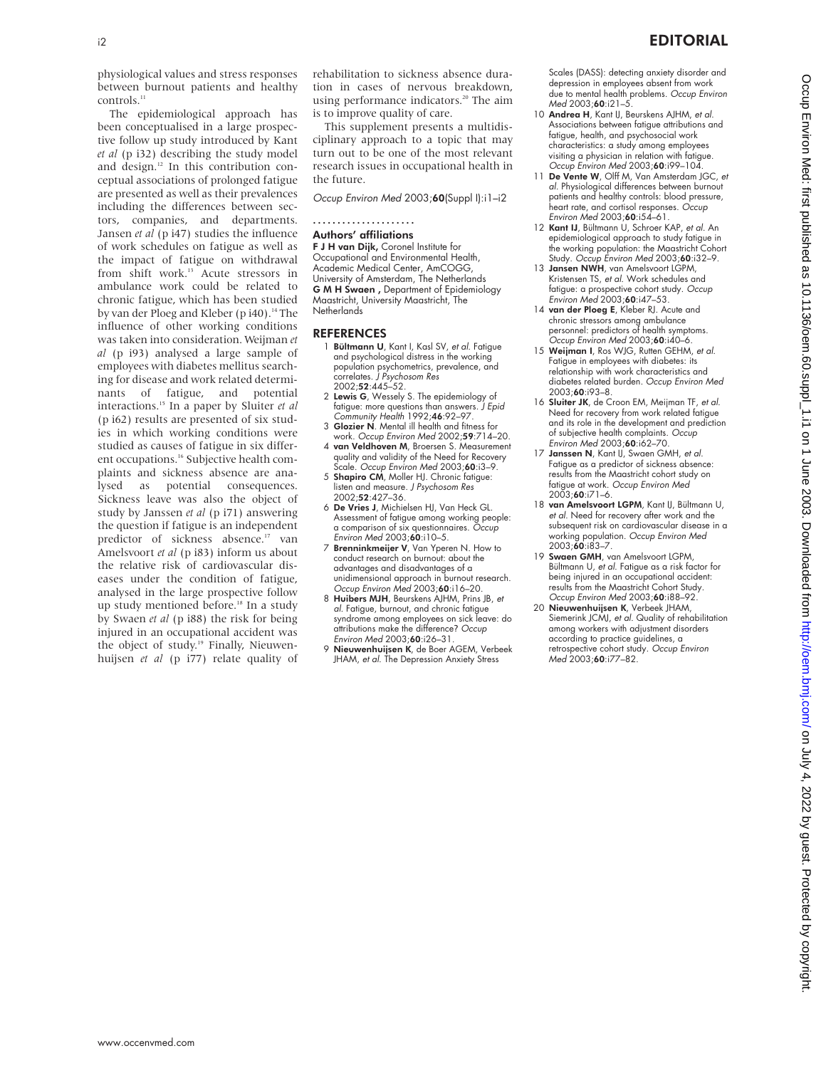physiological values and stress responses between burnout patients and healthy controls.[11]

The epidemiological approach has been conceptualised in a large prospective follow up study introduced by Kant *et al* (p i32) describing the study model and design.[12] In this contribution conceptual associations of prolonged fatigue are presented as well as their prevalences including the differences between sectors, companies, and departments. Jansen *et al* (p i47) studies the influence of work schedules on fatigue as well as the impact of fatigue on withdrawal from shift work.[13] Acute stressors in ambulance work could be related to chronic fatigue, which has been studied by van der Ploeg and Kleber (p i40).[14] The influence of other working conditions was taken into consideration. Weijman *et al* (p i93) analysed a large sample of employees with diabetes mellitus searching for disease and work related determinants of fatigue, and potential interactions.[15] In a paper by Sluiter *et al* (p i62) results are presented of six studies in which working conditions were studied as causes of fatigue in six different occupations.[16] Subjective health complaints and sickness absence are analysed as potential consequences. Sickness leave was also the object of study by Janssen *et al* (p i71) answering the question if fatigue is an independent predictor of sickness absence.[17] van Amelsvoort *et al* (p i83) inform us about the relative risk of cardiovascular diseases under the condition of fatigue, analysed in the large prospective follow up study mentioned before.[18] In a study by Swaen *et al* (p i88) the risk for being injured in an occupational accident was the object of study.[19] Finally, Nieuwenhuijsen *et al* (p i77) relate quality of rehabilitation to sickness absence duration in cases of nervous breakdown, using performance indicators.[20] The aim is to improve quality of care.

This supplement presents a multidisciplinary approach to a topic that may turn out to be one of the most relevant research issues in occupational health in the future.

*Occup Environ Med* 2003;**60**(Suppl I):i1–i2

## Authors' affiliations

**F J H van Dijk,** Coronel Institute for Occupational and Environmental Health, Academic Medical Center, AmCOGG, University of Amsterdam, The Netherlands
**G M H Swaen ,** Department of Epidemiology Maastricht, University Maastricht, The Netherlands

## REFERENCES

1. **Bültmann U**, Kant I, Kasl SV, *et al*. Fatigue and psychological distress in the working population psychometrics, prevalence, and correlates. *J Psychosom Res* 2002;**52**:445–52.
2. **Lewis G**, Wessely S. The epidemiology of fatigue: more questions than answers. *J Epid Community Health* 1992;**46**:92–97.
3. **Glozier N**. Mental ill health and fitness for work. *Occup Environ Med* 2002;**59**:714–20.
4. **van Veldhoven M**, Broersen S. Measurement quality and validity of the Need for Recovery Scale. *Occup Environ Med* 2003;**60**:i3–9.
5. **Shapiro CM**, Moller HJ. Chronic fatigue: listen and measure. *J Psychosom Res* 2002;**52**:427–36.
6. **De Vries J**, Michielsen HJ, Van Heck GL. Assessment of fatigue among working people: a comparison of six questionnaires. *Occup Environ Med* 2003;**60**:i10–5.
7. **Brenninkmeijer V**, Van Yperen N. How to conduct research on burnout: about the advantages and disadvantages of a unidimensional approach in burnout research. *Occup Environ Med* 2003;**60**:i16–20.
8. **Huibers MJH**, Beurskens AJHM, Prins JB, *et al*. Fatigue, burnout, and chronic fatigue syndrome among employees on sick leave: do attributions make the difference? *Occup Environ Med* 2003;**60**:i26–31.
9. **Nieuwenhuijsen K**, de Boer AGEM, Verbeek JHAM, *et al*. The Depression Anxiety Stress Scales (DASS): detecting anxiety disorder and depression in employees absent from work due to mental health problems. *Occup Environ Med* 2003;**60**:i21–5.
10. **Andrea H**, Kant IJ, Beurskens AJHM, *et al*. Associations between fatigue attributions and fatigue, health, and psychosocial work characteristics: a study among employees visiting a physician in relation with fatigue. *Occup Environ Med* 2003;**60**:i99–104.
11. **De Vente W**, Olff M, Van Amsterdam JGC, *et al*. Physiological differences between burnout patients and healthy controls: blood pressure, heart rate, and cortisol responses. *Occup Environ Med* 2003;**60**:i54–61.
12. **Kant IJ**, Bültmann U, Schroer KAP, *et al*. An epidemiological approach to study fatigue in the working population: the Maastricht Cohort Study. *Occup Environ Med* 2003;**60**:i32–9.
13. **Jansen NWH**, van Amelsvoort LGPM, Kristensen TS, *et al*. Work schedules and fatigue: a prospective cohort study. *Occup Environ Med* 2003;**60**:i47–53.
14. **van der Ploeg E**, Kleber RJ. Acute and chronic stressors among ambulance personnel: predictors of health symptoms. *Occup Environ Med* 2003;**60**:i40–6.
15. **Weijman I**, Ros WJG, Rutten GEHM, *et al*. Fatigue in employees with diabetes: its relationship with work characteristics and diabetes related burden. *Occup Environ Med* 2003;**60**:i93–8.
16. **Sluiter JK**, de Croon EM, Meijman TF, *et al*. Need for recovery from work related fatigue and its role in the development and prediction of subjective health complaints. *Occup Environ Med* 2003;**60**:i62–70.
17. **Janssen N**, Kant IJ, Swaen GMH, *et al*. Fatigue as a predictor of sickness absence: results from the Maastricht cohort study on fatigue at work. *Occup Environ Med* 2003;**60**:i71–6.
18. **van Amelsvoort LGPM**, Kant IJ, Bültmann U, *et al*. Need for recovery after work and the subsequent risk on cardiovascular disease in a working population. *Occup Environ Med* 2003;**60**:i83–7.
19. **Swaen GMH**, van Amelsvoort LGPM, Bültmann U, *et al*. Fatigue as a risk factor for being injured in an occupational accident: results from the Maastricht Cohort Study. *Occup Environ Med* 2003;**60**:i88–92.
20. **Nieuwenhuijsen K**, Verbeek JHAM, Siemerink JCMJ, *et al*. Quality of rehabilitation among workers with adjustment disorders according to practice guidelines, a retrospective cohort study. *Occup Environ Med* 2003;**60**:i77–82.